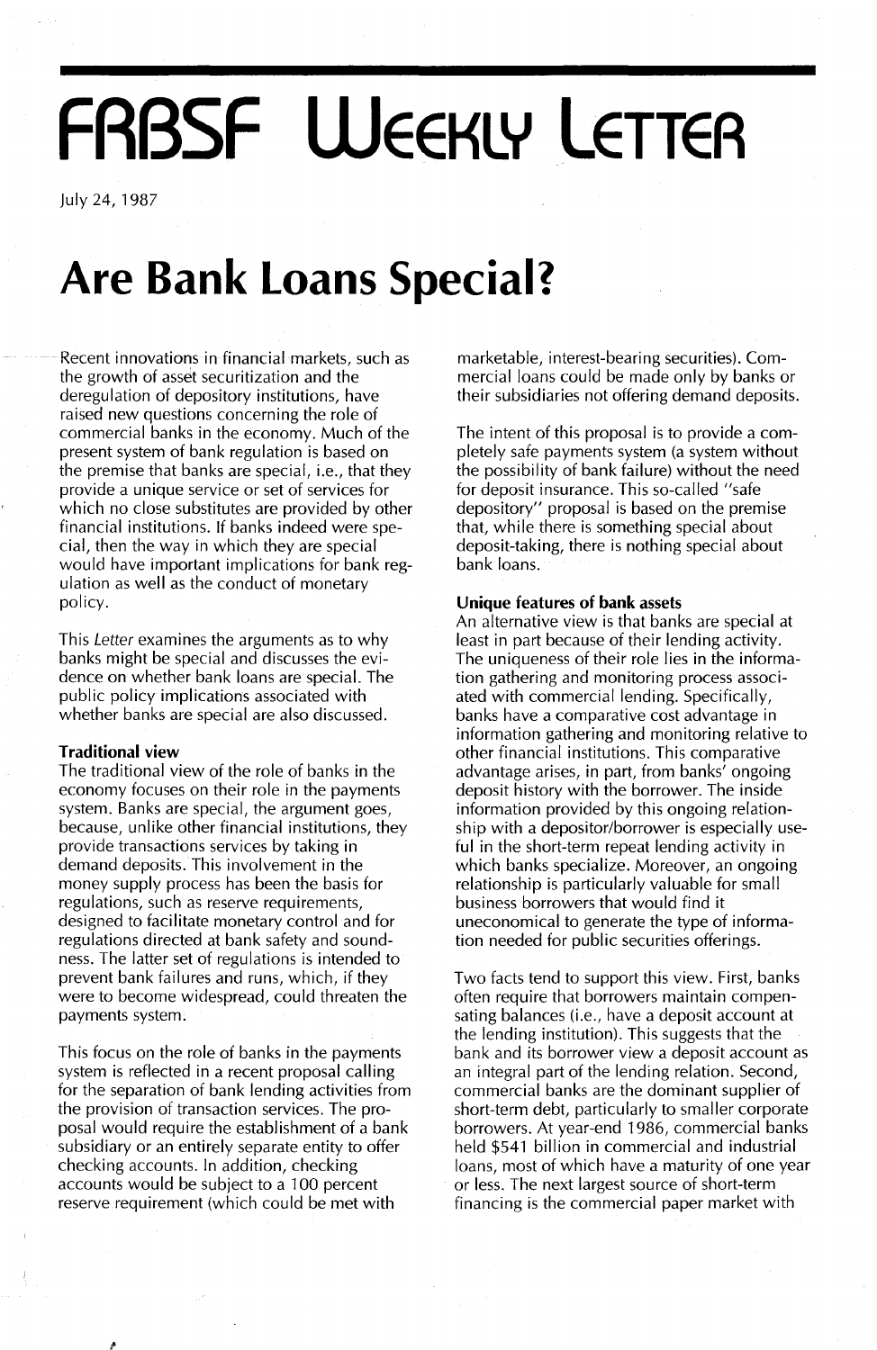# FRBSF Weekly Letter

July 24, 1987

## Are Bank Loans Special?

Recent innovations in financial markets, such as the growth of asset securitization and the deregulation of depository institutions, have raised new questions concerning the role of commercial banks in the economy. Much of the present system of bank regulation is based on the premise that banks are special, i.e., that they provide a unique service or set of services for which no close substitutes are provided by other financial institutions. If banks indeed were special, then the way in which they are special would have important implications for bank regulation as well as the conduct of monetary policy.

This *Letter* examines the arguments as to why banks might be special and discusses the evidence on whether bank loans are special. The public policy implications associated with whether banks are special are also discussed.

### Traditional view

The traditional view of the role of banks in the economy focuses on their role in the payments system. Banks are special, the argument goes, because, unlike other financial institutions, they provide transactions services by taking in demand deposits. This involvement in the money supply process has been the basis for regulations, such as reserve requirements, designed to facilitate monetary control and for regulations directed at bank safety and soundness. The latter set of regulations is intended to prevent bank failures and runs, which, if they were to become widespread, could threaten the payments system.

This focus on the role of banks in the payments system is reflected in a recent proposal calling for the separation of bank lending activities from the provision of transaction services. The proposal would require the establishment of a bank subsidiary or an entirely separate entity to offer checking accounts. In addition, checking accounts would be subject to a 100 percent reserve requirement (which could be met with marketable, interest-bearing securities). Commercial loans could be made only by banks or their subsidiaries not offering demand deposits.

The intent of this proposal is to provide a completely safe payments system (a system without the possibility of bank failure) without the need for deposit insurance. This so-called "safe depository" proposal is based on the premise that, while there is something special about deposit-taking, there is nothing special about bank loans.

### Unique features of bank assets

An alternative view is that banks are special at least in part because of their lending activity. The uniqueness of their role lies in the information gathering and monitoring process associated with commercial lending. Specifically, banks have a comparative cost advantage in information gathering and monitoring relative to other financial institutions. This comparative advantage arises, in part, from banks' ongoing deposit history with the borrower. The inside information provided by this ongoing relationship with a depositor/borrower is especially useful in the short-term repeat lending activity in which banks specialize. Moreover, an ongoing relationship is particularly valuable for small business borrowers that would find it uneconomical to generate the type of information needed for public securities offerings.

Two facts tend to support this view. First, banks often require that borrowers maintain compensating balances (i.e., have a deposit account at the lending institution). This suggests that the bank and its borrower view a deposit account as an integral part of the lending relation. Second, commercial banks are the dominant supplier of short-term debt, particularly to smaller corporate borrowers. At year-end 1986, commercial banks held $541 billion in commercial and industrial loans, most of which have a maturity of one year or less. The next largest source of short-term financing is the commercial paper market with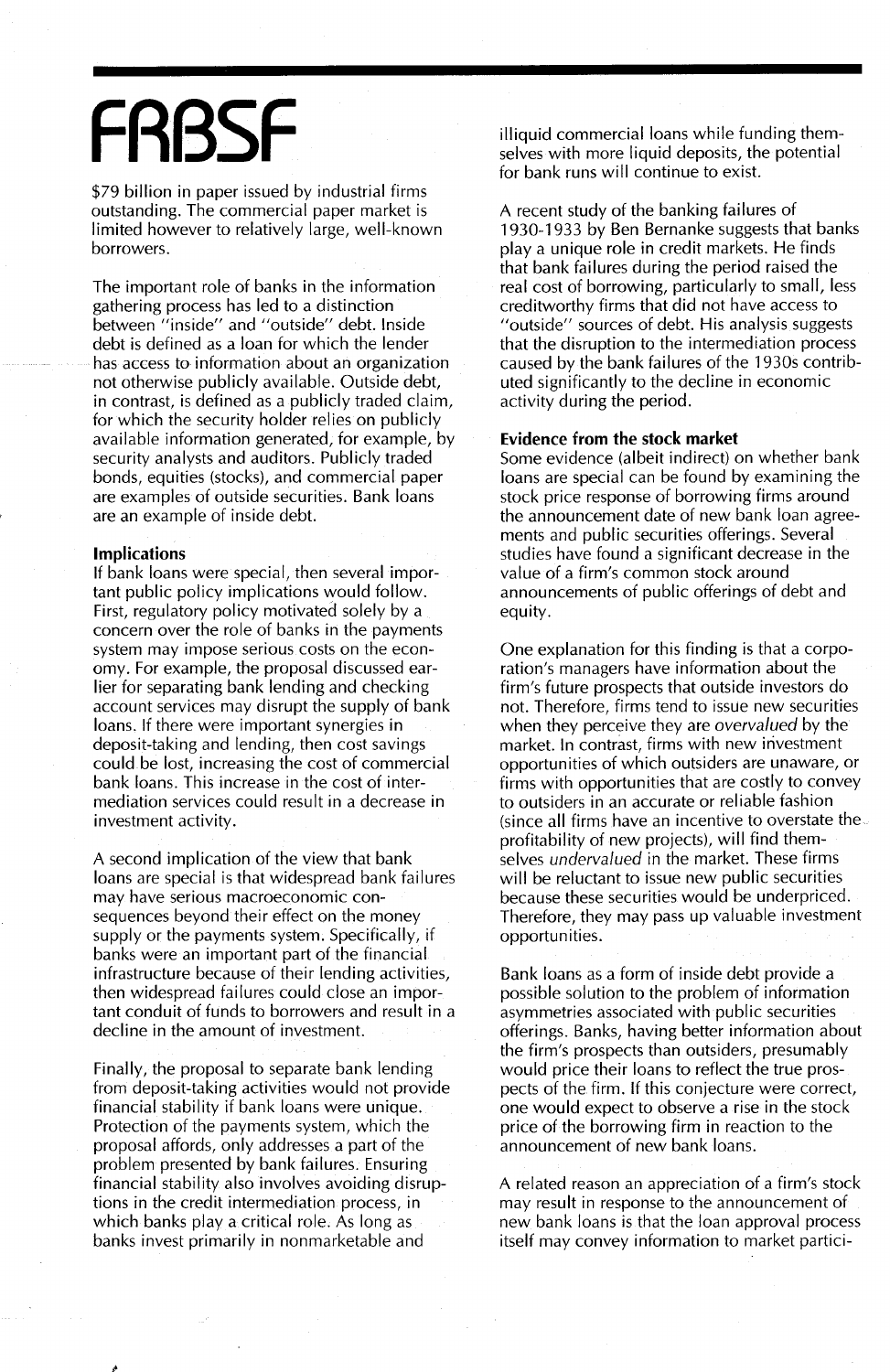$79 billion in paper issued by industrial firms outstanding. The commercial paper market is limited however to relatively large, well-known borrowers.

The important role of banks in the information gathering process has led to a distinction between "inside" and "outside" debt. Inside debt is defined as a loan for which the lender has access to information about an organization not otherwise publicly available. Outside debt, in contrast, is defined as a publicly traded claim, for which the security holder relies on publicly available information generated, for example, by security analysts and auditors. Publicly traded bonds, equities (stocks), and commercial paper are examples of outside securities. Bank loans are an example of inside debt.

**Implications**

If bank loans were special, then several important public policy implications would follow. First, regulatory policy motivated solely by a concern over the role of banks in the payments system may impose serious costs on the economy. For example, the proposal discussed earlier for separating bank lending and checking account services may disrupt the supply of bank loans. If there were important synergies in deposit-taking and lending, then cost savings could be lost, increasing the cost of commercial bank loans. This increase in the cost of intermediation services could result in a decrease in investment activity.

A second implication of the view that bank loans are special is that widespread bank failures may have serious macroeconomic consequences beyond their effect on the money supply or the payments system. Specifically, if banks were an important part of the financial infrastructure because of their lending activities, then widespread failures could close an important conduit of funds to borrowers and result in a decline in the amount of investment.

Finally, the proposal to separate bank lending from deposit-taking activities would not provide financial stability if bank loans were unique. Protection of the payments system, which the proposal affords, only addresses a part of the problem presented by bank failures. Ensuring financial stability also involves avoiding disruptions in the credit intermediation process, in which banks play a critical role. As long as banks invest primarily in nonmarketable and illiquid commercial loans while funding themselves with more liquid deposits, the potential for bank runs will continue to exist.

A recent study of the banking failures of 1930-1933 by Ben Bernanke suggests that banks play a unique role in credit markets. He finds that bank failures during the period raised the real cost of borrowing, particularly to small, less creditworthy firms that did not have access to "outside" sources of debt. His analysis suggests that the disruption to the intermediation process caused by the bank failures of the 1930s contributed significantly to the decline in economic activity during the period.

**Evidence from the stock market**

Some evidence (albeit indirect) on whether bank loans are special can be found by examining the stock price response of borrowing firms around the announcement date of new bank loan agreements and public securities offerings. Several studies have found a significant decrease in the value of a firm's common stock around announcements of public offerings of debt and equity.

One explanation for this finding is that a corporation's managers have information about the firm's future prospects that outside investors do not. Therefore, firms tend to issue new securities when they perceive they are *overvalued* by the market. In contrast, firms with new investment opportunities of which outsiders are unaware, or firms with opportunities that are costly to convey to outsiders in an accurate or reliable fashion (since all firms have an incentive to overstate the profitability of new projects), will find themselves *undervalued* in the market. These firms will be reluctant to issue new public securities because these securities would be underpriced. Therefore, they may pass up valuable investment opportunities.

Bank loans as a form of inside debt provide a possible solution to the problem of information asymmetries associated with public securities offerings. Banks, having better information about the firm's prospects than outsiders, presumably would price their loans to reflect the true prospects of the firm. If this conjecture were correct, one would expect to observe a rise in the stock price of the borrowing firm in reaction to the announcement of new bank loans.

A related reason an appreciation of a firm's stock may result in response to the announcement of new bank loans is that the loan approval process itself may convey information to market partici-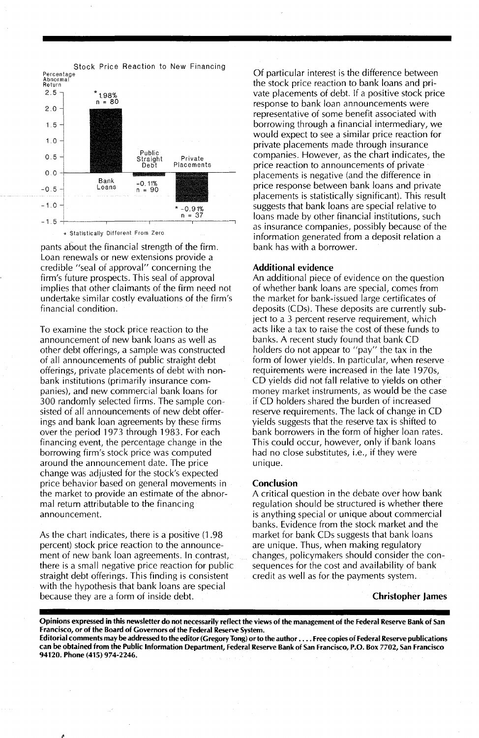Stock Price Reaction to New Financing

Percentage Abnormal Return

| | Bank Loans | Public Straight Debt | Private Placements |
|---|---|---|---|
| Abnormal return | *1.98% | -0.11% | *-0.91% |
| n | 80 | 90 | 37 |

* Statistically Different From Zero

pants about the financial strength of the firm. Loan renewals or new extensions provide a credible "seal of approval" concerning the firm's future prospects. This seal of approval implies that other claimants of the firm need not undertake similar costly evaluations of the firm's financial condition.

To examine the stock price reaction to the announcement of new bank loans as well as other debt offerings, a sample was constructed of all announcements of public straight debt offerings, private placements of debt with nonbank institutions (primarily insurance companies), and new commercial bank loans for 300 randomly selected firms. The sample consisted of all announcements of new debt offerings and bank loan agreements by these firms over the period 1973 through 1983. For each financing event, the percentage change in the borrowing firm's stock price was computed around the announcement date. The price change was adjusted for the stock's expected price behavior based on general movements in the market to provide an estimate of the abnormal return attributable to the financing announcement.

As the chart indicates, there is a positive (1.98 percent) stock price reaction to the announcement of new bank loan agreements. In contrast, there is a small negative price reaction for public straight debt offerings. This finding is consistent with the hypothesis that bank loans are special because they are a form of inside debt.

Of particular interest is the difference between the stock price reaction to bank loans and private placements of debt. If a positive stock price response to bank loan announcements were representative of some benefit associated with borrowing through a financial intermediary, we would expect to see a similar price reaction for private placements made through insurance companies. However, as the chart indicates, the price reaction to announcements of private placements is negative (and the difference in price response between bank loans and private placements is statistically significant). This result suggests that bank loans are special relative to loans made by other financial institutions, such as insurance companies, possibly because of the information generated from a deposit relation a bank has with a borrower.

### Additional evidence

An additional piece of evidence on the question of whether bank loans are special, comes from the market for bank-issued large certificates of deposits (CDs). These deposits are currently subject to a 3 percent reserve requirement, which acts like a tax to raise the cost of these funds to banks. A recent study found that bank CD holders do not appear to "pay" the tax in the form of lower yields. In particular, when reserve requirements were increased in the late 1970s, CD yields did not fall relative to yields on other money market instruments, as would be the case if CD holders shared the burden of increased reserve requirements. The lack of change in CD yields suggests that the reserve tax is shifted to bank borrowers in the form of higher loan rates. This could occur, however, only if bank loans had no close substitutes, i.e., if they were unique.

### Conclusion

A critical question in the debate over how bank regulation should be structured is whether there is anything special or unique about commercial banks. Evidence from the stock market and the market for bank CDs suggests that bank loans are unique. Thus, when making regulatory changes, policymakers should consider the consequences for the cost and availability of bank credit as well as for the payments system.

**Christopher James**

**Opinions expressed in this newsletter do not necessarily reflect the views of the management of the Federal Reserve Bank of San Francisco, or of the Board of Governors of the Federal Reserve System.**

**Editorial comments may be addressed to the editor (Gregory Tong) or to the author . . . . Free copies of Federal Reserve publications can be obtained from the Public Information Department, Federal Reserve Bank of San Francisco, P.O. Box 7702, San Francisco 94120. Phone (415) 974-2246.**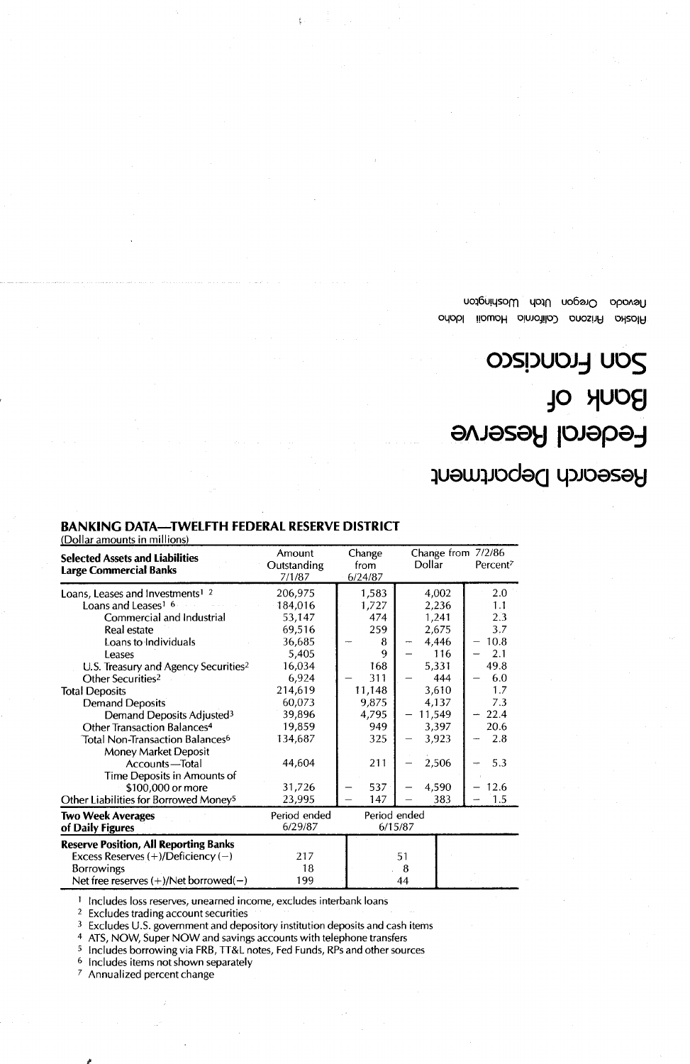Research Department
Federal Reserve
Bank of
San Francisco

Alaska Arizona California Hawaii Idaho
Nevada Oregon Utah Washington

## BANKING DATA—TWELFTH FEDERAL RESERVE DISTRICT

(Dollar amounts in millions)

| Selected Assets and Liabilities Large Commercial Banks | Amount Outstanding 7/1/87 | Change from 6/24/87 | Change from 7/2/86 Dollar | Percent[7] |
|---|---|---|---|---|
| Loans, Leases and Investments[1 2] | 206,975 | 1,583 | 4,002 | 2.0 |
| Loans and Leases[1 6] | 184,016 | 1,727 | 2,236 | 1.1 |
| Commercial and Industrial | 53,147 | 474 | 1,241 | 2.3 |
| Real estate | 69,516 | 259 | 2,675 | 3.7 |
| Loans to Individuals | 36,685 | − 8 | − 4,446 | − 10.8 |
| Leases | 5,405 | 9 | − 116 | − 2.1 |
| U.S. Treasury and Agency Securities[2] | 16,034 | 168 | 5,331 | 49.8 |
| Other Securities[2] | 6,924 | − 311 | − 444 | − 6.0 |
| Total Deposits | 214,619 | 11,148 | 3,610 | 1.7 |
| Demand Deposits | 60,073 | 9,875 | 4,137 | 7.3 |
| Demand Deposits Adjusted[3] | 39,896 | 4,795 | − 11,549 | − 22.4 |
| Other Transaction Balances[4] | 19,859 | 949 | 3,397 | 20.6 |
| Total Non-Transaction Balances[6] | 134,687 | 325 | − 3,923 | − 2.8 |
| Money Market Deposit Accounts—Total | 44,604 | 211 | − 2,506 | − 5.3 |
| Time Deposits in Amounts of $100,000 or more | 31,726 | − 537 | − 4,590 | − 12.6 |
| Other Liabilities for Borrowed Money[5] | 23,995 | − 147 | − 383 | − 1.5 |

| Two Week Averages of Daily Figures | Period ended 6/29/87 | Period ended 6/15/87 |
|---|---|---|
| **Reserve Position, All Reporting Banks** | | |
| Excess Reserves (+)/Deficiency (−) | 217 | 51 |
| Borrowings | 18 | 8 |
| Net free reserves (+)/Net borrowed(−) | 199 | 44 |

[1] Includes loss reserves, unearned income, excludes interbank loans
[2] Excludes trading account securities
[3] Excludes U.S. government and depository institution deposits and cash items
[4] ATS, NOW, Super NOW and savings accounts with telephone transfers
[5] Includes borrowing via FRB, TT&L notes, Fed Funds, RPs and other sources
[6] Includes items not shown separately
[7] Annualized percent change